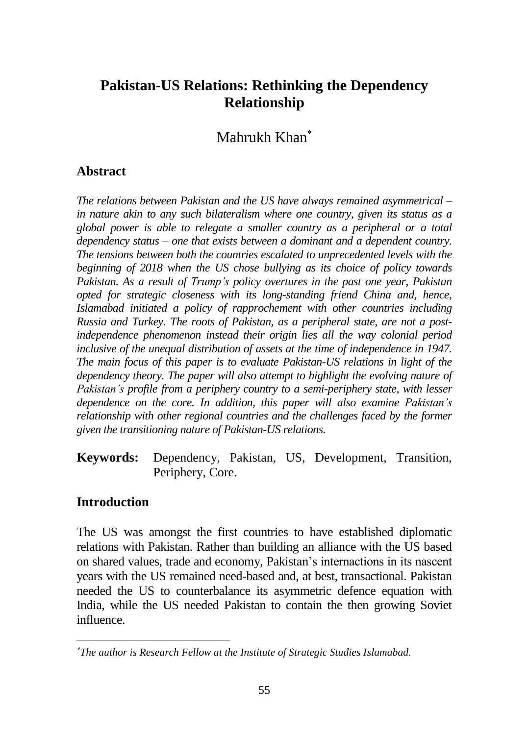# Pakistan-US Relations: Rethinking the Dependency Relationship

Mahrukh Khan[*]

## Abstract

*The relations between Pakistan and the US have always remained asymmetrical – in nature akin to any such bilateralism where one country, given its status as a global power is able to relegate a smaller country as a peripheral or a total dependency status – one that exists between a dominant and a dependent country. The tensions between both the countries escalated to unprecedented levels with the beginning of 2018 when the US chose bullying as its choice of policy towards Pakistan. As a result of Trump's policy overtures in the past one year, Pakistan opted for strategic closeness with its long-standing friend China and, hence, Islamabad initiated a policy of rapprochement with other countries including Russia and Turkey. The roots of Pakistan, as a peripheral state, are not a post-independence phenomenon instead their origin lies all the way colonial period inclusive of the unequal distribution of assets at the time of independence in 1947. The main focus of this paper is to evaluate Pakistan-US relations in light of the dependency theory. The paper will also attempt to highlight the evolving nature of Pakistan's profile from a periphery country to a semi-periphery state, with lesser dependence on the core. In addition, this paper will also examine Pakistan's relationship with other regional countries and the challenges faced by the former given the transitioning nature of Pakistan-US relations.*

**Keywords:** Dependency, Pakistan, US, Development, Transition, Periphery, Core.

## Introduction

The US was amongst the first countries to have established diplomatic relations with Pakistan. Rather than building an alliance with the US based on shared values, trade and economy, Pakistan's internactions in its nascent years with the US remained need-based and, at best, transactional. Pakistan needed the US to counterbalance its asymmetric defence equation with India, while the US needed Pakistan to contain the then growing Soviet influence.

---

[*] *The author is Research Fellow at the Institute of Strategic Studies Islamabad.*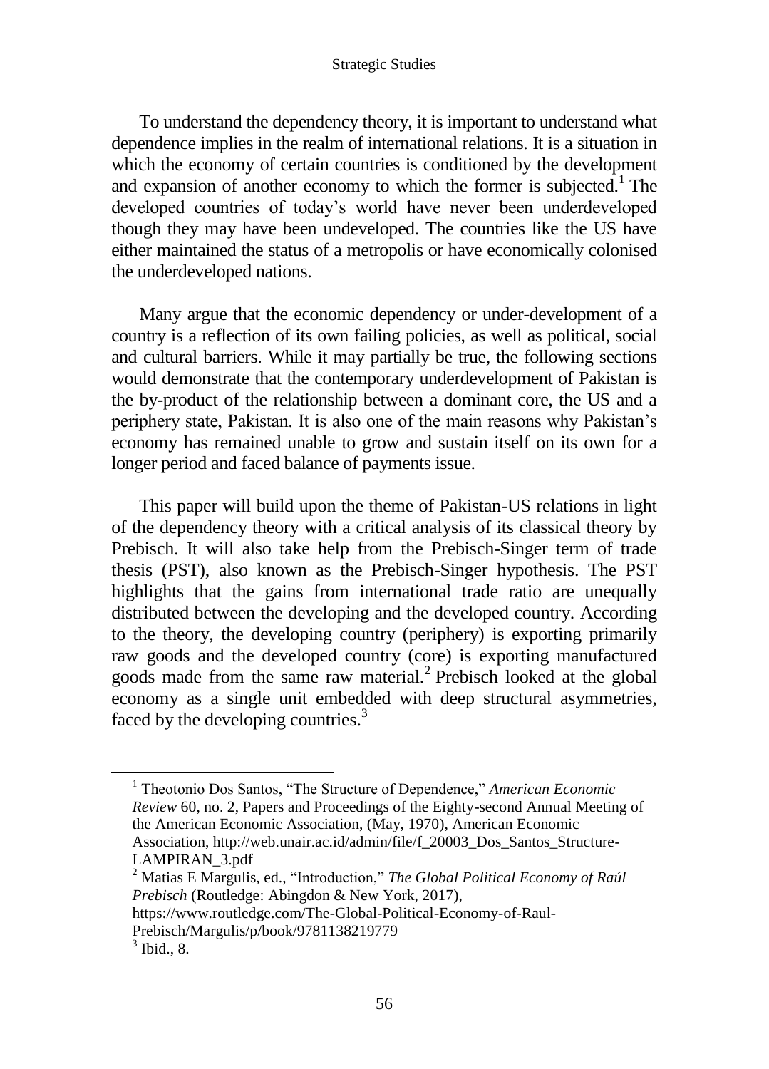To understand the dependency theory, it is important to understand what dependence implies in the realm of international relations. It is a situation in which the economy of certain countries is conditioned by the development and expansion of another economy to which the former is subjected.[1] The developed countries of today's world have never been underdeveloped though they may have been undeveloped. The countries like the US have either maintained the status of a metropolis or have economically colonised the underdeveloped nations.

Many argue that the economic dependency or under-development of a country is a reflection of its own failing policies, as well as political, social and cultural barriers. While it may partially be true, the following sections would demonstrate that the contemporary underdevelopment of Pakistan is the by-product of the relationship between a dominant core, the US and a periphery state, Pakistan. It is also one of the main reasons why Pakistan's economy has remained unable to grow and sustain itself on its own for a longer period and faced balance of payments issue.

This paper will build upon the theme of Pakistan-US relations in light of the dependency theory with a critical analysis of its classical theory by Prebisch. It will also take help from the Prebisch-Singer term of trade thesis (PST), also known as the Prebisch-Singer hypothesis. The PST highlights that the gains from international trade ratio are unequally distributed between the developing and the developed country. According to the theory, the developing country (periphery) is exporting primarily raw goods and the developed country (core) is exporting manufactured goods made from the same raw material.[2] Prebisch looked at the global economy as a single unit embedded with deep structural asymmetries, faced by the developing countries.[3]

---

[1] Theotonio Dos Santos, "The Structure of Dependence," *American Economic Review* 60, no. 2, Papers and Proceedings of the Eighty-second Annual Meeting of the American Economic Association, (May, 1970), American Economic Association, http://web.unair.ac.id/admin/file/f_20003_Dos_Santos_Structure-LAMPIRAN_3.pdf

[2] Matias E Margulis, ed., "Introduction," *The Global Political Economy of Raúl Prebisch* (Routledge: Abingdon & New York, 2017), https://www.routledge.com/The-Global-Political-Economy-of-Raul-Prebisch/Margulis/p/book/9781138219779

[3] Ibid., 8.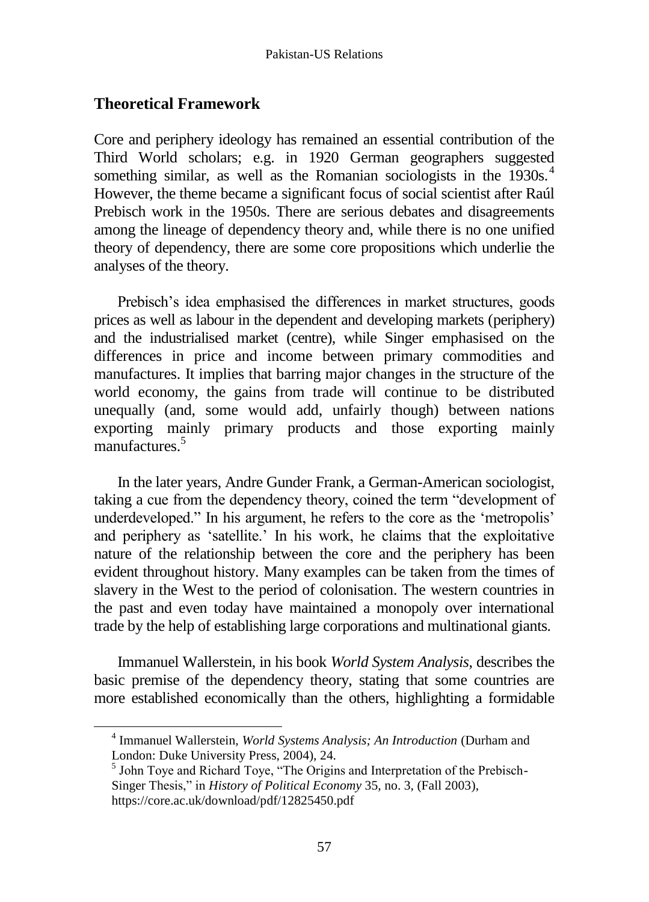## Theoretical Framework

Core and periphery ideology has remained an essential contribution of the Third World scholars; e.g. in 1920 German geographers suggested something similar, as well as the Romanian sociologists in the 1930s.[4] However, the theme became a significant focus of social scientist after Raúl Prebisch work in the 1950s. There are serious debates and disagreements among the lineage of dependency theory and, while there is no one unified theory of dependency, there are some core propositions which underlie the analyses of the theory.

Prebisch's idea emphasised the differences in market structures, goods prices as well as labour in the dependent and developing markets (periphery) and the industrialised market (centre), while Singer emphasised on the differences in price and income between primary commodities and manufactures. It implies that barring major changes in the structure of the world economy, the gains from trade will continue to be distributed unequally (and, some would add, unfairly though) between nations exporting mainly primary products and those exporting mainly manufactures.[5]

In the later years, Andre Gunder Frank, a German-American sociologist, taking a cue from the dependency theory, coined the term "development of underdeveloped." In his argument, he refers to the core as the 'metropolis' and periphery as 'satellite.' In his work, he claims that the exploitative nature of the relationship between the core and the periphery has been evident throughout history. Many examples can be taken from the times of slavery in the West to the period of colonisation. The western countries in the past and even today have maintained a monopoly over international trade by the help of establishing large corporations and multinational giants.

Immanuel Wallerstein, in his book *World System Analysis*, describes the basic premise of the dependency theory, stating that some countries are more established economically than the others, highlighting a formidable

---

[4] Immanuel Wallerstein, *World Systems Analysis; An Introduction* (Durham and London: Duke University Press, 2004), 24.

[5] John Toye and Richard Toye, "The Origins and Interpretation of the Prebisch-Singer Thesis," in *History of Political Economy* 35, no. 3, (Fall 2003), https://core.ac.uk/download/pdf/12825450.pdf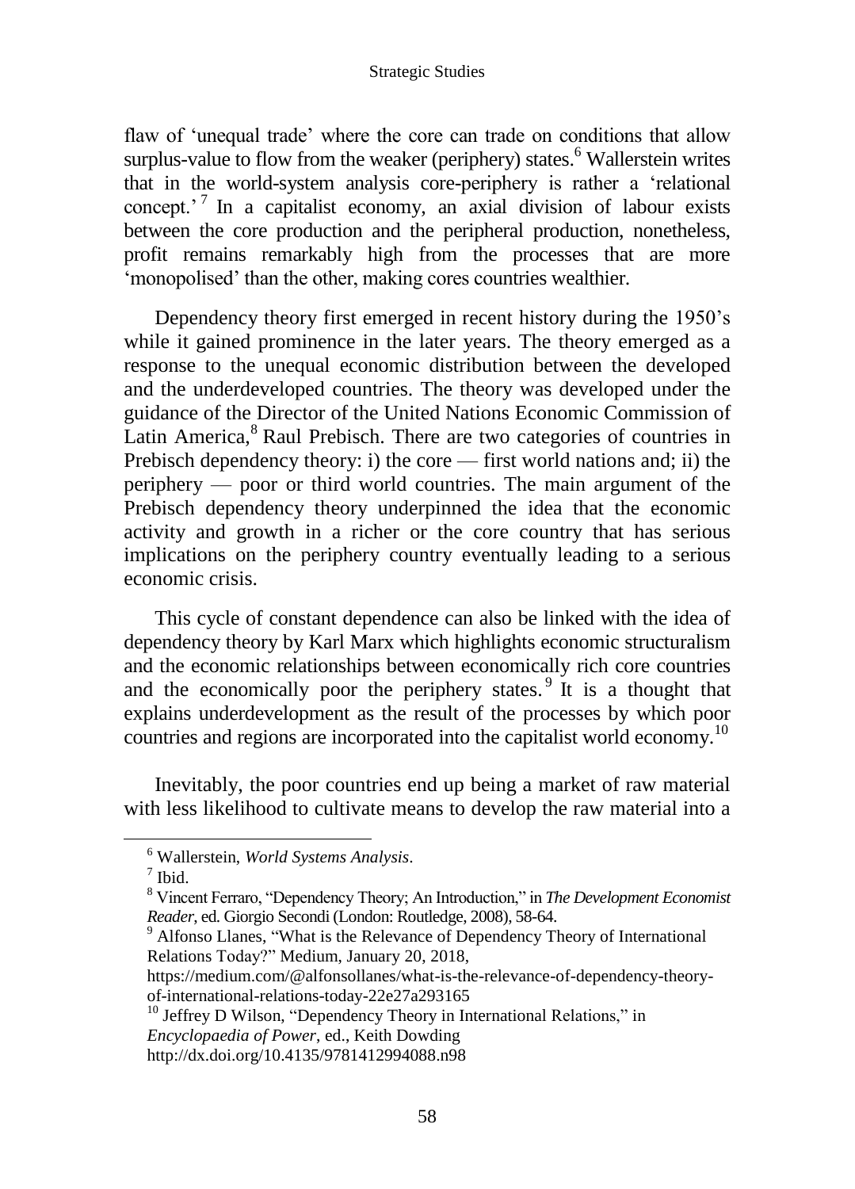flaw of 'unequal trade' where the core can trade on conditions that allow surplus-value to flow from the weaker (periphery) states.[6] Wallerstein writes that in the world-system analysis core-periphery is rather a 'relational concept.'[7] In a capitalist economy, an axial division of labour exists between the core production and the peripheral production, nonetheless, profit remains remarkably high from the processes that are more 'monopolised' than the other, making cores countries wealthier.

Dependency theory first emerged in recent history during the 1950's while it gained prominence in the later years. The theory emerged as a response to the unequal economic distribution between the developed and the underdeveloped countries. The theory was developed under the guidance of the Director of the United Nations Economic Commission of Latin America,[8] Raul Prebisch. There are two categories of countries in Prebisch dependency theory: i) the core — first world nations and; ii) the periphery — poor or third world countries. The main argument of the Prebisch dependency theory underpinned the idea that the economic activity and growth in a richer or the core country that has serious implications on the periphery country eventually leading to a serious economic crisis.

This cycle of constant dependence can also be linked with the idea of dependency theory by Karl Marx which highlights economic structuralism and the economic relationships between economically rich core countries and the economically poor the periphery states.[9] It is a thought that explains underdevelopment as the result of the processes by which poor countries and regions are incorporated into the capitalist world economy.[10]

Inevitably, the poor countries end up being a market of raw material with less likelihood to cultivate means to develop the raw material into a

---

[6] Wallerstein, *World Systems Analysis*.

[7] Ibid.

[8] Vincent Ferraro, "Dependency Theory; An Introduction," in *The Development Economist Reader*, ed. Giorgio Secondi (London: Routledge, 2008), 58-64.

[9] Alfonso Llanes, "What is the Relevance of Dependency Theory of International Relations Today?" Medium, January 20, 2018, https://medium.com/@alfonsollanes/what-is-the-relevance-of-dependency-theory-of-international-relations-today-22e27a293165

[10] Jeffrey D Wilson, "Dependency Theory in International Relations," in *Encyclopaedia of Power*, ed., Keith Dowding http://dx.doi.org/10.4135/9781412994088.n98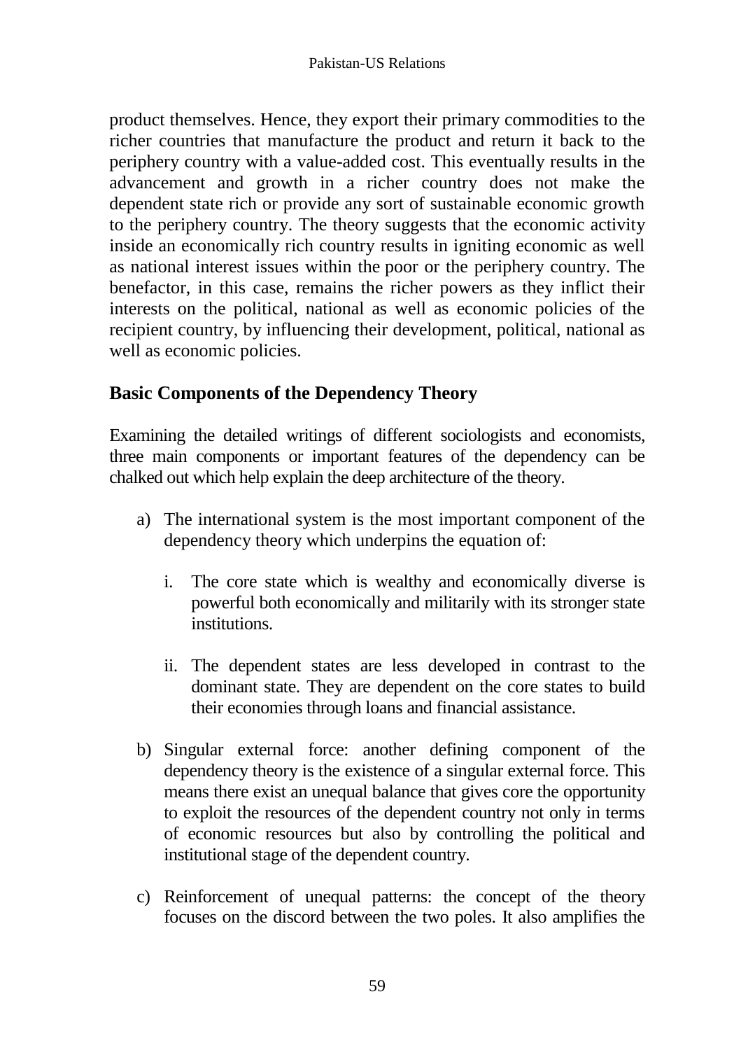product themselves. Hence, they export their primary commodities to the richer countries that manufacture the product and return it back to the periphery country with a value-added cost. This eventually results in the advancement and growth in a richer country does not make the dependent state rich or provide any sort of sustainable economic growth to the periphery country. The theory suggests that the economic activity inside an economically rich country results in igniting economic as well as national interest issues within the poor or the periphery country. The benefactor, in this case, remains the richer powers as they inflict their interests on the political, national as well as economic policies of the recipient country, by influencing their development, political, national as well as economic policies.

## Basic Components of the Dependency Theory

Examining the detailed writings of different sociologists and economists, three main components or important features of the dependency can be chalked out which help explain the deep architecture of the theory.

a) The international system is the most important component of the dependency theory which underpins the equation of:

   i. The core state which is wealthy and economically diverse is powerful both economically and militarily with its stronger state institutions.

   ii. The dependent states are less developed in contrast to the dominant state. They are dependent on the core states to build their economies through loans and financial assistance.

b) Singular external force: another defining component of the dependency theory is the existence of a singular external force. This means there exist an unequal balance that gives core the opportunity to exploit the resources of the dependent country not only in terms of economic resources but also by controlling the political and institutional stage of the dependent country.

c) Reinforcement of unequal patterns: the concept of the theory focuses on the discord between the two poles. It also amplifies the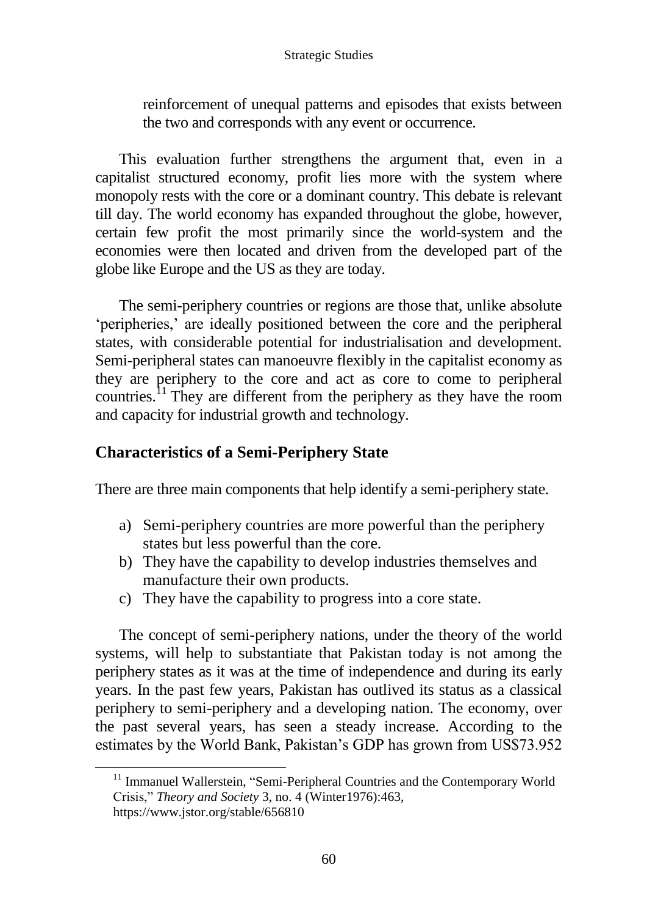reinforcement of unequal patterns and episodes that exists between the two and corresponds with any event or occurrence.

This evaluation further strengthens the argument that, even in a capitalist structured economy, profit lies more with the system where monopoly rests with the core or a dominant country. This debate is relevant till day. The world economy has expanded throughout the globe, however, certain few profit the most primarily since the world-system and the economies were then located and driven from the developed part of the globe like Europe and the US as they are today.

The semi-periphery countries or regions are those that, unlike absolute 'peripheries,' are ideally positioned between the core and the peripheral states, with considerable potential for industrialisation and development. Semi-peripheral states can manoeuvre flexibly in the capitalist economy as they are periphery to the core and act as core to come to peripheral countries.[11] They are different from the periphery as they have the room and capacity for industrial growth and technology.

## Characteristics of a Semi-Periphery State

There are three main components that help identify a semi-periphery state.

a) Semi-periphery countries are more powerful than the periphery states but less powerful than the core.
b) They have the capability to develop industries themselves and manufacture their own products.
c) They have the capability to progress into a core state.

The concept of semi-periphery nations, under the theory of the world systems, will help to substantiate that Pakistan today is not among the periphery states as it was at the time of independence and during its early years. In the past few years, Pakistan has outlived its status as a classical periphery to semi-periphery and a developing nation. The economy, over the past several years, has seen a steady increase. According to the estimates by the World Bank, Pakistan's GDP has grown from US$73.952

[11] Immanuel Wallerstein, "Semi-Peripheral Countries and the Contemporary World Crisis," *Theory and Society* 3, no. 4 (Winter1976):463, https://www.jstor.org/stable/656810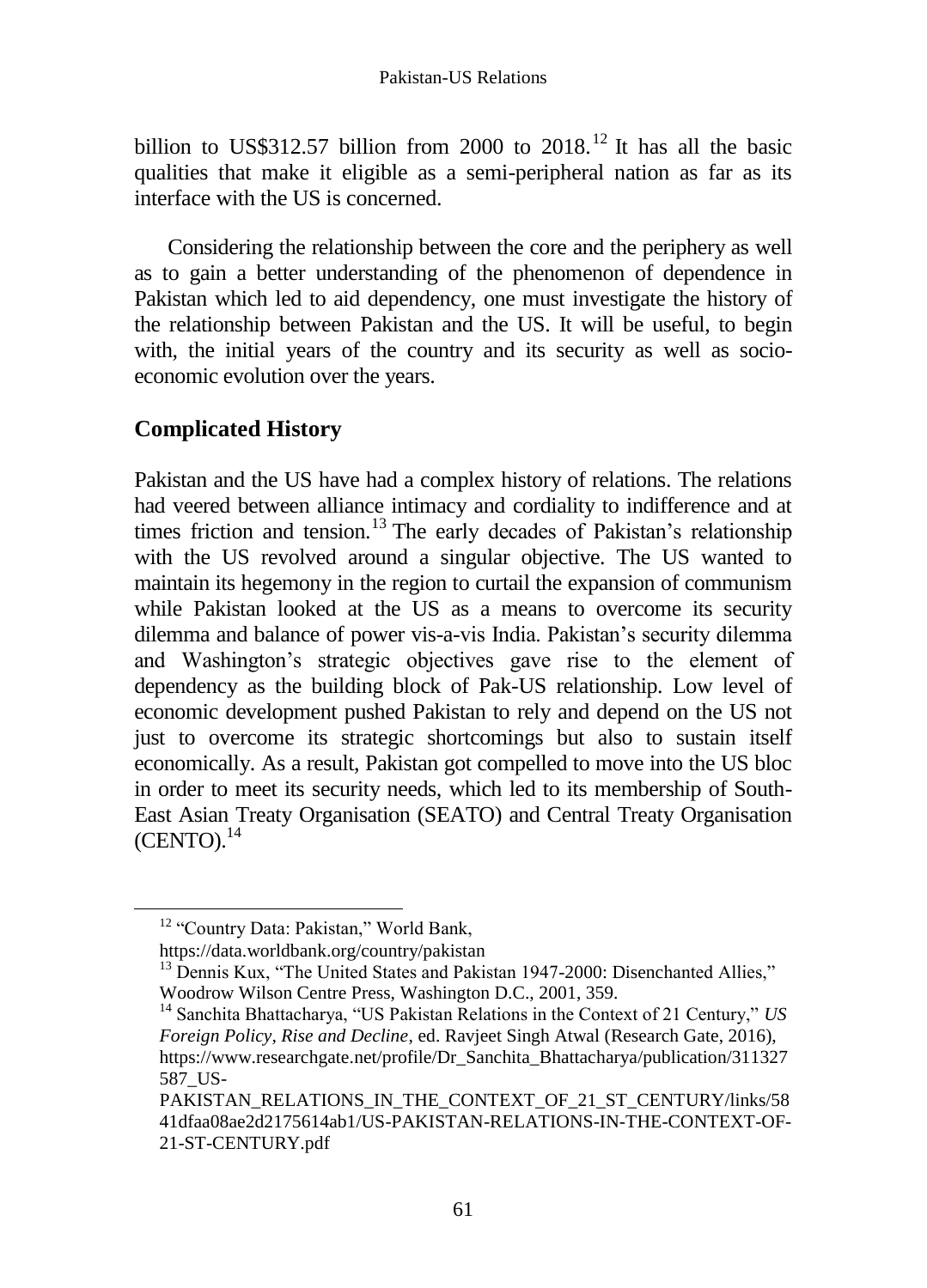billion to US$312.57 billion from 2000 to 2018.[12] It has all the basic qualities that make it eligible as a semi-peripheral nation as far as its interface with the US is concerned.

Considering the relationship between the core and the periphery as well as to gain a better understanding of the phenomenon of dependence in Pakistan which led to aid dependency, one must investigate the history of the relationship between Pakistan and the US. It will be useful, to begin with, the initial years of the country and its security as well as socio-economic evolution over the years.

## Complicated History

Pakistan and the US have had a complex history of relations. The relations had veered between alliance intimacy and cordiality to indifference and at times friction and tension.[13] The early decades of Pakistan's relationship with the US revolved around a singular objective. The US wanted to maintain its hegemony in the region to curtail the expansion of communism while Pakistan looked at the US as a means to overcome its security dilemma and balance of power vis-a-vis India. Pakistan's security dilemma and Washington's strategic objectives gave rise to the element of dependency as the building block of Pak-US relationship. Low level of economic development pushed Pakistan to rely and depend on the US not just to overcome its strategic shortcomings but also to sustain itself economically. As a result, Pakistan got compelled to move into the US bloc in order to meet its security needs, which led to its membership of South-East Asian Treaty Organisation (SEATO) and Central Treaty Organisation (CENTO).[14]

---

[12] "Country Data: Pakistan," World Bank, https://data.worldbank.org/country/pakistan

[13] Dennis Kux, "The United States and Pakistan 1947-2000: Disenchanted Allies," Woodrow Wilson Centre Press, Washington D.C., 2001, 359.

[14] Sanchita Bhattacharya, "US Pakistan Relations in the Context of 21 Century," *US Foreign Policy, Rise and Decline*, ed. Ravjeet Singh Atwal (Research Gate, 2016), https://www.researchgate.net/profile/Dr_Sanchita_Bhattacharya/publication/311327587_US-PAKISTAN_RELATIONS_IN_THE_CONTEXT_OF_21_ST_CENTURY/links/5841dfaa08ae2d2175614ab1/US-PAKISTAN-RELATIONS-IN-THE-CONTEXT-OF-21-ST-CENTURY.pdf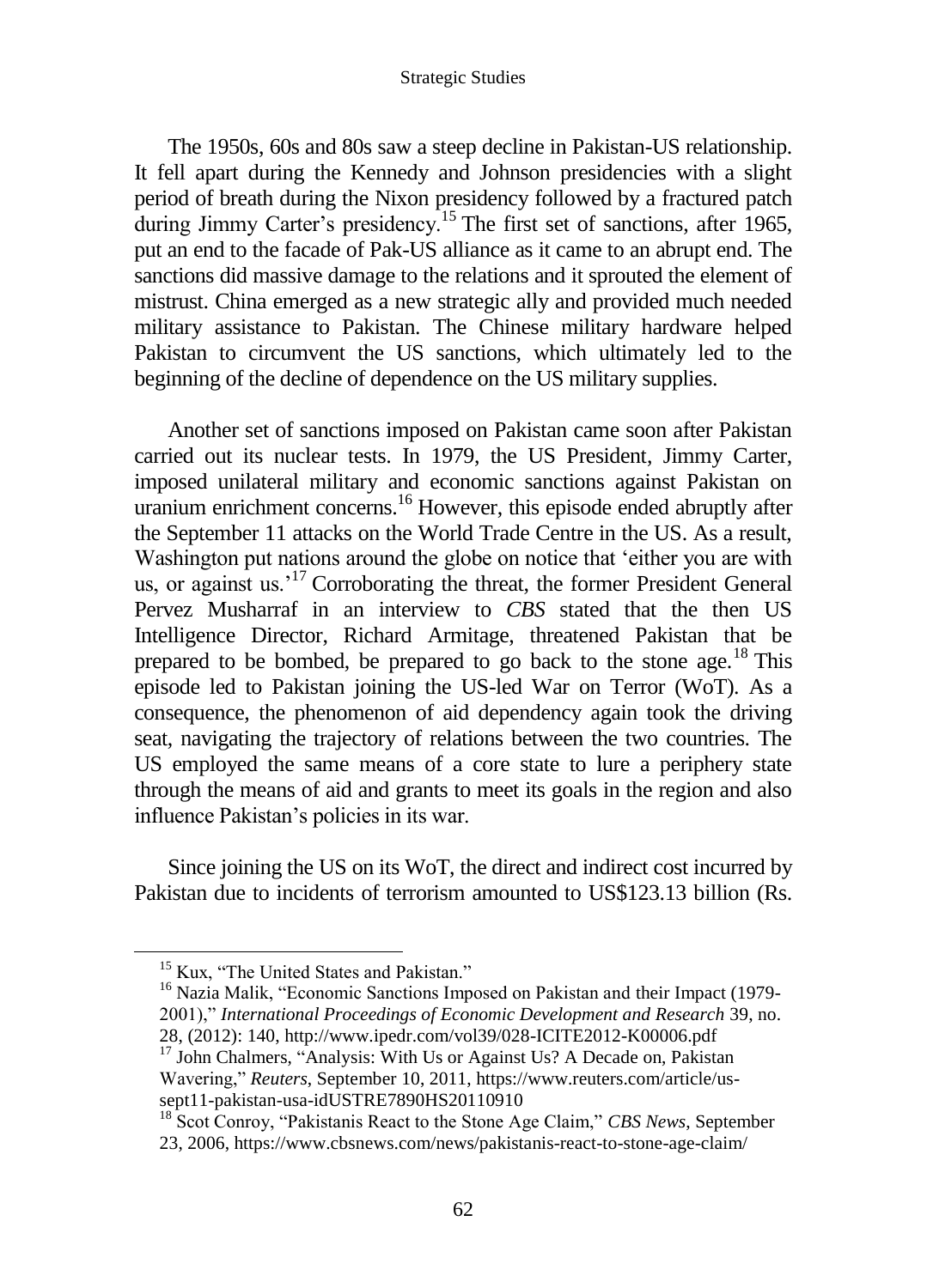The 1950s, 60s and 80s saw a steep decline in Pakistan-US relationship. It fell apart during the Kennedy and Johnson presidencies with a slight period of breath during the Nixon presidency followed by a fractured patch during Jimmy Carter's presidency.[15] The first set of sanctions, after 1965, put an end to the facade of Pak-US alliance as it came to an abrupt end. The sanctions did massive damage to the relations and it sprouted the element of mistrust. China emerged as a new strategic ally and provided much needed military assistance to Pakistan. The Chinese military hardware helped Pakistan to circumvent the US sanctions, which ultimately led to the beginning of the decline of dependence on the US military supplies.

Another set of sanctions imposed on Pakistan came soon after Pakistan carried out its nuclear tests. In 1979, the US President, Jimmy Carter, imposed unilateral military and economic sanctions against Pakistan on uranium enrichment concerns.[16] However, this episode ended abruptly after the September 11 attacks on the World Trade Centre in the US. As a result, Washington put nations around the globe on notice that 'either you are with us, or against us.'[17] Corroborating the threat, the former President General Pervez Musharraf in an interview to *CBS* stated that the then US Intelligence Director, Richard Armitage, threatened Pakistan that be prepared to be bombed, be prepared to go back to the stone age.[18] This episode led to Pakistan joining the US-led War on Terror (WoT). As a consequence, the phenomenon of aid dependency again took the driving seat, navigating the trajectory of relations between the two countries. The US employed the same means of a core state to lure a periphery state through the means of aid and grants to meet its goals in the region and also influence Pakistan's policies in its war.

Since joining the US on its WoT, the direct and indirect cost incurred by Pakistan due to incidents of terrorism amounted to US$123.13 billion (Rs.

---

[15] Kux, "The United States and Pakistan."

[16] Nazia Malik, "Economic Sanctions Imposed on Pakistan and their Impact (1979-2001)," *International Proceedings of Economic Development and Research* 39, no. 28, (2012): 140, http://www.ipedr.com/vol39/028-ICITE2012-K00006.pdf

[17] John Chalmers, "Analysis: With Us or Against Us? A Decade on, Pakistan Wavering," *Reuters*, September 10, 2011, https://www.reuters.com/article/us-sept11-pakistan-usa-idUSTRE7890HS20110910

[18] Scot Conroy, "Pakistanis React to the Stone Age Claim," *CBS News*, September 23, 2006, https://www.cbsnews.com/news/pakistanis-react-to-stone-age-claim/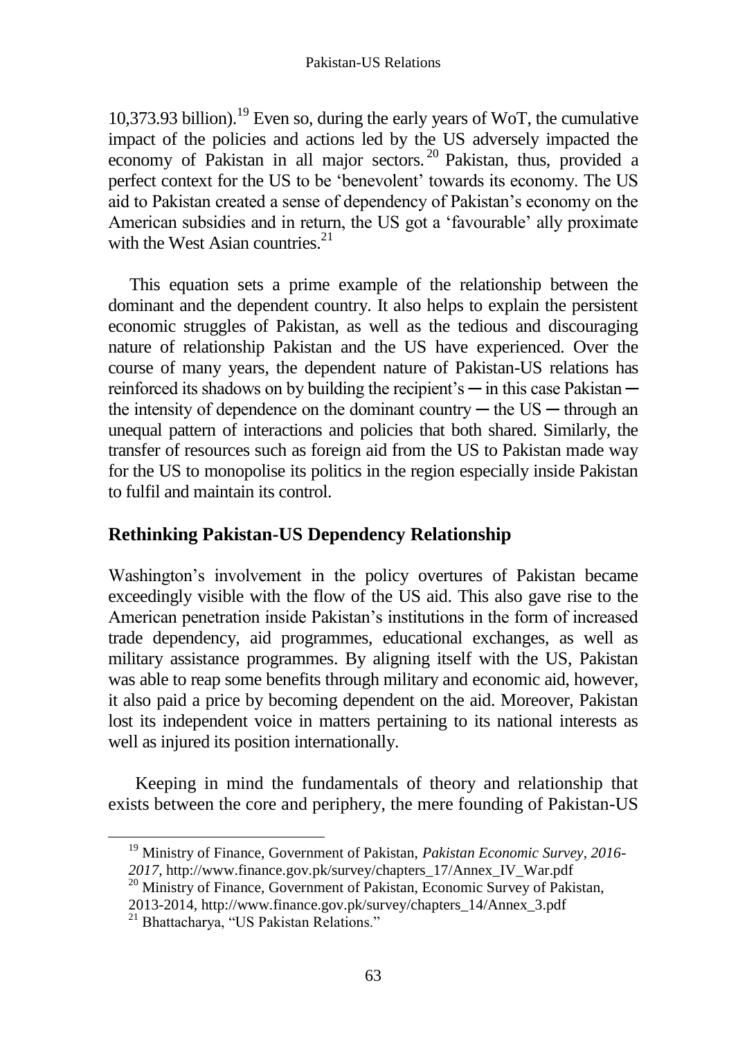10,373.93 billion).[19] Even so, during the early years of WoT, the cumulative impact of the policies and actions led by the US adversely impacted the economy of Pakistan in all major sectors.[20] Pakistan, thus, provided a perfect context for the US to be 'benevolent' towards its economy. The US aid to Pakistan created a sense of dependency of Pakistan's economy on the American subsidies and in return, the US got a 'favourable' ally proximate with the West Asian countries.[21]

This equation sets a prime example of the relationship between the dominant and the dependent country. It also helps to explain the persistent economic struggles of Pakistan, as well as the tedious and discouraging nature of relationship Pakistan and the US have experienced. Over the course of many years, the dependent nature of Pakistan-US relations has reinforced its shadows on by building the recipient's ─ in this case Pakistan ─ the intensity of dependence on the dominant country ─ the US ─ through an unequal pattern of interactions and policies that both shared. Similarly, the transfer of resources such as foreign aid from the US to Pakistan made way for the US to monopolise its politics in the region especially inside Pakistan to fulfil and maintain its control.

## Rethinking Pakistan-US Dependency Relationship

Washington's involvement in the policy overtures of Pakistan became exceedingly visible with the flow of the US aid. This also gave rise to the American penetration inside Pakistan's institutions in the form of increased trade dependency, aid programmes, educational exchanges, as well as military assistance programmes. By aligning itself with the US, Pakistan was able to reap some benefits through military and economic aid, however, it also paid a price by becoming dependent on the aid. Moreover, Pakistan lost its independent voice in matters pertaining to its national interests as well as injured its position internationally.

Keeping in mind the fundamentals of theory and relationship that exists between the core and periphery, the mere founding of Pakistan-US

---

[19] Ministry of Finance, Government of Pakistan, *Pakistan Economic Survey, 2016-2017*, http://www.finance.gov.pk/survey/chapters_17/Annex_IV_War.pdf

[20] Ministry of Finance, Government of Pakistan, Economic Survey of Pakistan, 2013-2014, http://www.finance.gov.pk/survey/chapters_14/Annex_3.pdf

[21] Bhattacharya, "US Pakistan Relations."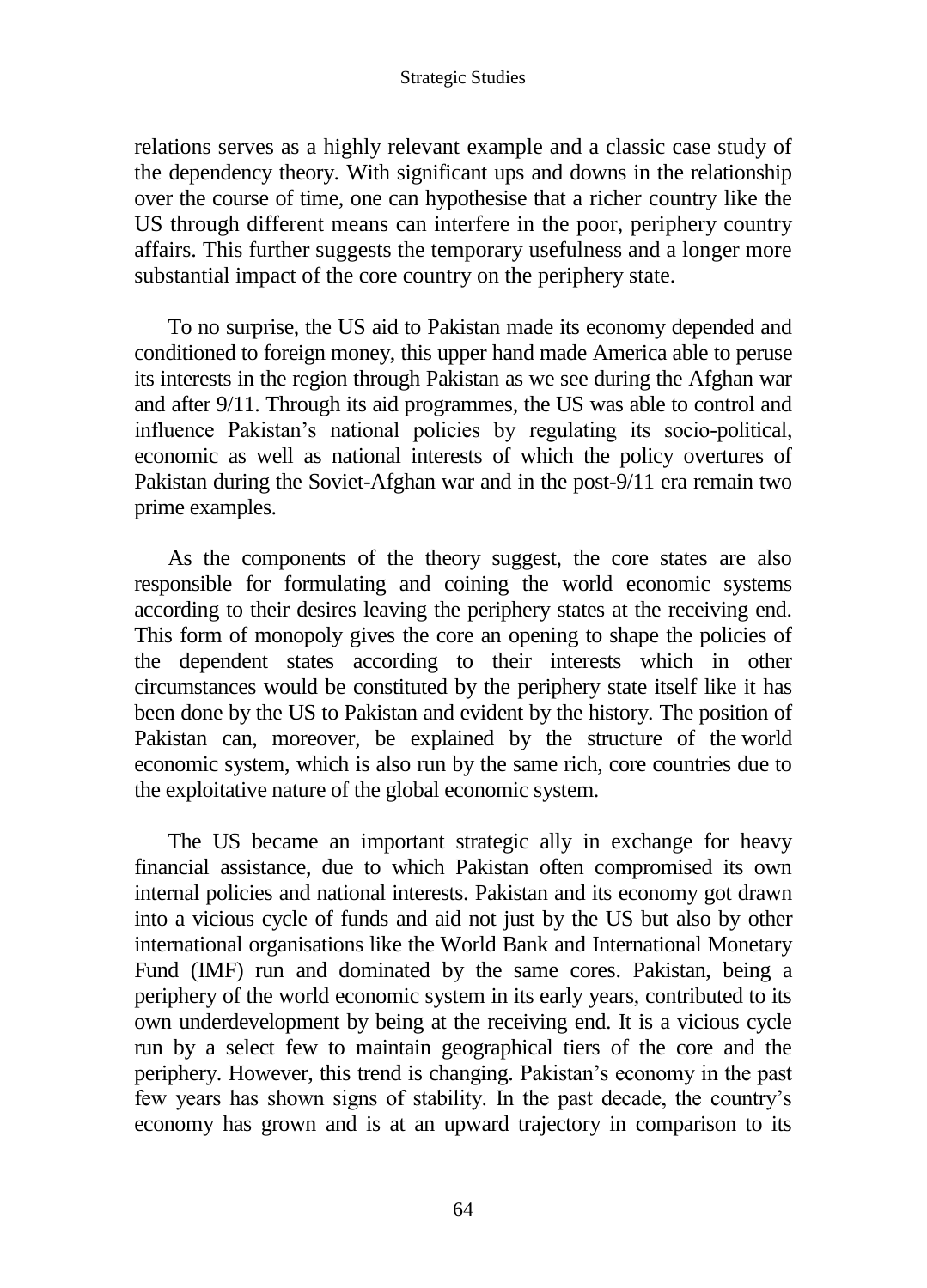relations serves as a highly relevant example and a classic case study of the dependency theory. With significant ups and downs in the relationship over the course of time, one can hypothesise that a richer country like the US through different means can interfere in the poor, periphery country affairs. This further suggests the temporary usefulness and a longer more substantial impact of the core country on the periphery state.

To no surprise, the US aid to Pakistan made its economy depended and conditioned to foreign money, this upper hand made America able to peruse its interests in the region through Pakistan as we see during the Afghan war and after 9/11. Through its aid programmes, the US was able to control and influence Pakistan's national policies by regulating its socio-political, economic as well as national interests of which the policy overtures of Pakistan during the Soviet-Afghan war and in the post-9/11 era remain two prime examples.

As the components of the theory suggest, the core states are also responsible for formulating and coining the world economic systems according to their desires leaving the periphery states at the receiving end. This form of monopoly gives the core an opening to shape the policies of the dependent states according to their interests which in other circumstances would be constituted by the periphery state itself like it has been done by the US to Pakistan and evident by the history. The position of Pakistan can, moreover, be explained by the structure of the world economic system, which is also run by the same rich, core countries due to the exploitative nature of the global economic system.

The US became an important strategic ally in exchange for heavy financial assistance, due to which Pakistan often compromised its own internal policies and national interests. Pakistan and its economy got drawn into a vicious cycle of funds and aid not just by the US but also by other international organisations like the World Bank and International Monetary Fund (IMF) run and dominated by the same cores. Pakistan, being a periphery of the world economic system in its early years, contributed to its own underdevelopment by being at the receiving end. It is a vicious cycle run by a select few to maintain geographical tiers of the core and the periphery. However, this trend is changing. Pakistan's economy in the past few years has shown signs of stability. In the past decade, the country's economy has grown and is at an upward trajectory in comparison to its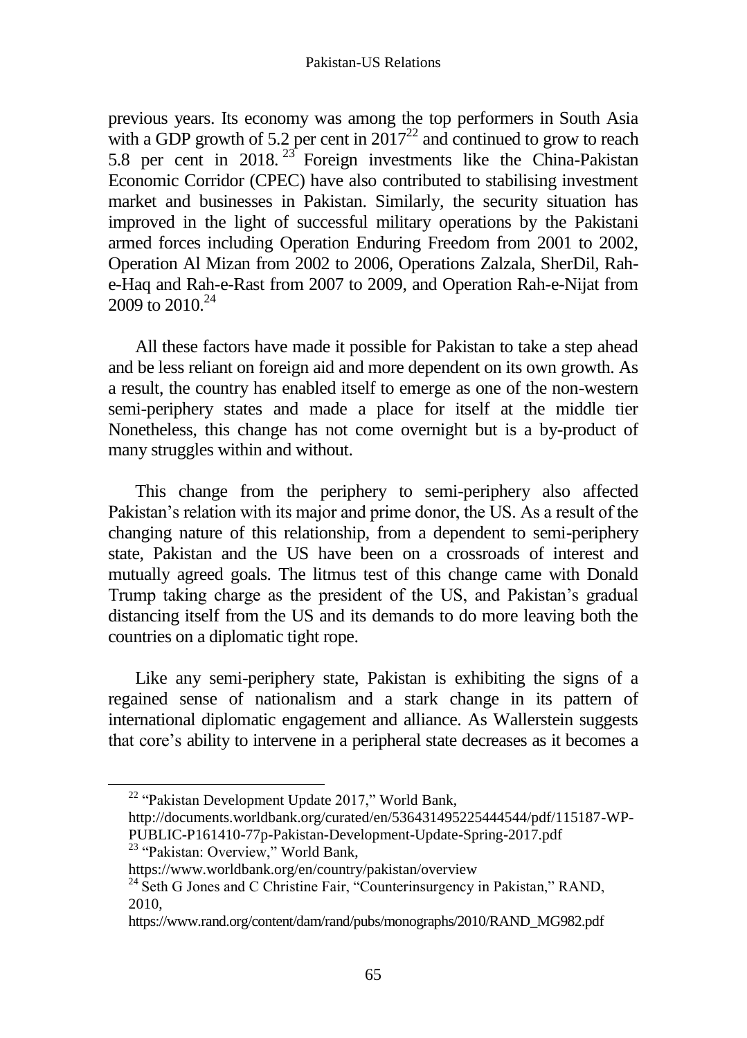previous years. Its economy was among the top performers in South Asia with a GDP growth of 5.2 per cent in 2017[22] and continued to grow to reach 5.8 per cent in 2018.[23] Foreign investments like the China-Pakistan Economic Corridor (CPEC) have also contributed to stabilising investment market and businesses in Pakistan. Similarly, the security situation has improved in the light of successful military operations by the Pakistani armed forces including Operation Enduring Freedom from 2001 to 2002, Operation Al Mizan from 2002 to 2006, Operations Zalzala, SherDil, Rah-e-Haq and Rah-e-Rast from 2007 to 2009, and Operation Rah-e-Nijat from 2009 to 2010.[24]

All these factors have made it possible for Pakistan to take a step ahead and be less reliant on foreign aid and more dependent on its own growth. As a result, the country has enabled itself to emerge as one of the non-western semi-periphery states and made a place for itself at the middle tier Nonetheless, this change has not come overnight but is a by-product of many struggles within and without.

This change from the periphery to semi-periphery also affected Pakistan's relation with its major and prime donor, the US. As a result of the changing nature of this relationship, from a dependent to semi-periphery state, Pakistan and the US have been on a crossroads of interest and mutually agreed goals. The litmus test of this change came with Donald Trump taking charge as the president of the US, and Pakistan's gradual distancing itself from the US and its demands to do more leaving both the countries on a diplomatic tight rope.

Like any semi-periphery state, Pakistan is exhibiting the signs of a regained sense of nationalism and a stark change in its pattern of international diplomatic engagement and alliance. As Wallerstein suggests that core's ability to intervene in a peripheral state decreases as it becomes a

---

[22] "Pakistan Development Update 2017," World Bank, http://documents.worldbank.org/curated/en/536431495225444544/pdf/115187-WP-PUBLIC-P161410-77p-Pakistan-Development-Update-Spring-2017.pdf

[23] "Pakistan: Overview," World Bank, https://www.worldbank.org/en/country/pakistan/overview

[24] Seth G Jones and C Christine Fair, "Counterinsurgency in Pakistan," RAND, 2010, https://www.rand.org/content/dam/rand/pubs/monographs/2010/RAND_MG982.pdf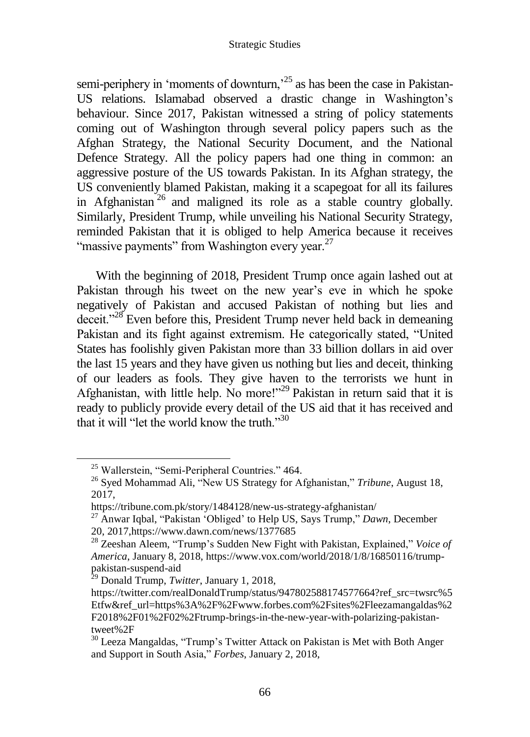semi-periphery in 'moments of downturn,'[25] as has been the case in Pakistan-US relations. Islamabad observed a drastic change in Washington's behaviour. Since 2017, Pakistan witnessed a string of policy statements coming out of Washington through several policy papers such as the Afghan Strategy, the National Security Document, and the National Defence Strategy. All the policy papers had one thing in common: an aggressive posture of the US towards Pakistan. In its Afghan strategy, the US conveniently blamed Pakistan, making it a scapegoat for all its failures in Afghanistan[26] and maligned its role as a stable country globally. Similarly, President Trump, while unveiling his National Security Strategy, reminded Pakistan that it is obliged to help America because it receives "massive payments" from Washington every year.[27]

With the beginning of 2018, President Trump once again lashed out at Pakistan through his tweet on the new year's eve in which he spoke negatively of Pakistan and accused Pakistan of nothing but lies and deceit."[28] Even before this, President Trump never held back in demeaning Pakistan and its fight against extremism. He categorically stated, "United States has foolishly given Pakistan more than 33 billion dollars in aid over the last 15 years and they have given us nothing but lies and deceit, thinking of our leaders as fools. They give haven to the terrorists we hunt in Afghanistan, with little help. No more!"[29] Pakistan in return said that it is ready to publicly provide every detail of the US aid that it has received and that it will "let the world know the truth."[30]

---

[25] Wallerstein, "Semi-Peripheral Countries." 464.

[26] Syed Mohammad Ali, "New US Strategy for Afghanistan," *Tribune*, August 18, 2017,
https://tribune.com.pk/story/1484128/new-us-strategy-afghanistan/

[27] Anwar Iqbal, "Pakistan 'Obliged' to Help US, Says Trump," *Dawn*, December 20, 2017,https://www.dawn.com/news/1377685

[28] Zeeshan Aleem, "Trump's Sudden New Fight with Pakistan, Explained," *Voice of America*, January 8, 2018, https://www.vox.com/world/2018/1/8/16850116/trump-pakistan-suspend-aid

[29] Donald Trump, *Twitter*, January 1, 2018,
https://twitter.com/realDonaldTrump/status/947802588174577664?ref_src=twsrc%5Etfw&ref_url=https%3A%2F%2Fwww.forbes.com%2Fsites%2Fleezamangaldas%2F2018%2F01%2F02%2Ftrump-brings-in-the-new-year-with-polarizing-pakistan-tweet%2F

[30] Leeza Mangaldas, "Trump's Twitter Attack on Pakistan is Met with Both Anger and Support in South Asia," *Forbes*, January 2, 2018,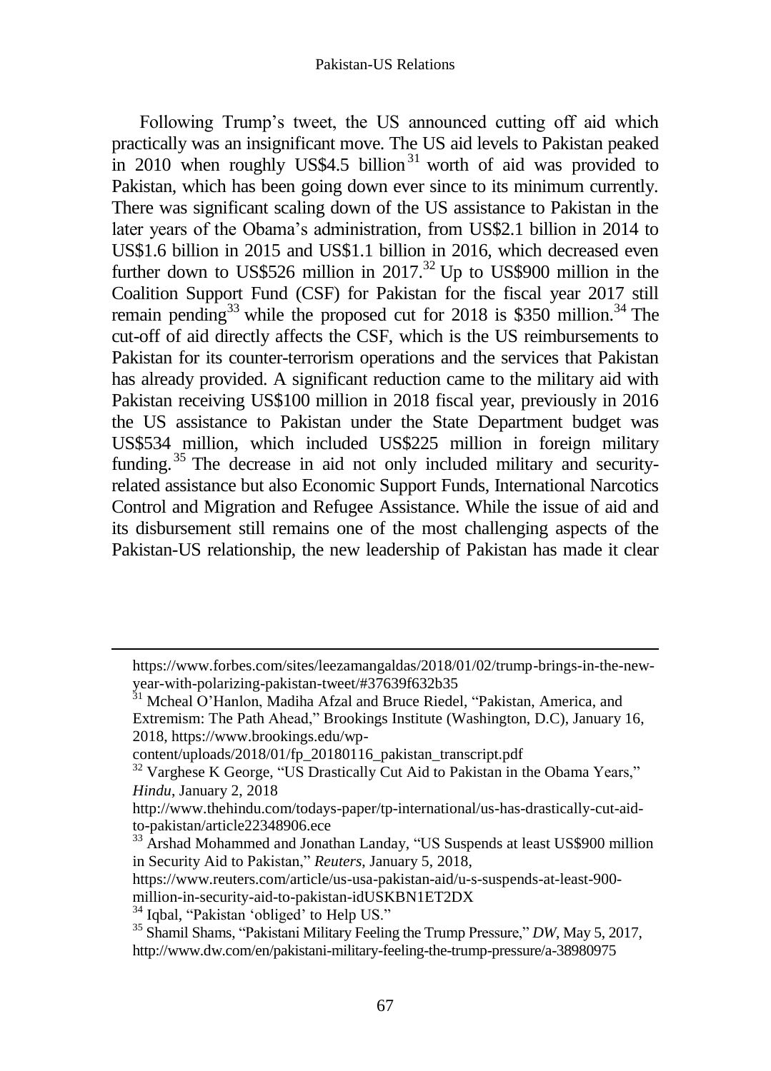Following Trump's tweet, the US announced cutting off aid which practically was an insignificant move. The US aid levels to Pakistan peaked in 2010 when roughly US$4.5 billion[31] worth of aid was provided to Pakistan, which has been going down ever since to its minimum currently. There was significant scaling down of the US assistance to Pakistan in the later years of the Obama's administration, from US$2.1 billion in 2014 to US$1.6 billion in 2015 and US$1.1 billion in 2016, which decreased even further down to US$526 million in 2017.[32] Up to US$900 million in the Coalition Support Fund (CSF) for Pakistan for the fiscal year 2017 still remain pending[33] while the proposed cut for 2018 is $350 million.[34] The cut-off of aid directly affects the CSF, which is the US reimbursements to Pakistan for its counter-terrorism operations and the services that Pakistan has already provided. A significant reduction came to the military aid with Pakistan receiving US$100 million in 2018 fiscal year, previously in 2016 the US assistance to Pakistan under the State Department budget was US$534 million, which included US$225 million in foreign military funding.[35] The decrease in aid not only included military and security-related assistance but also Economic Support Funds, International Narcotics Control and Migration and Refugee Assistance. While the issue of aid and its disbursement still remains one of the most challenging aspects of the Pakistan-US relationship, the new leadership of Pakistan has made it clear

---

https://www.forbes.com/sites/leezamangaldas/2018/01/02/trump-brings-in-the-new-year-with-polarizing-pakistan-tweet/#37639f632b35

[31] Mcheal O'Hanlon, Madiha Afzal and Bruce Riedel, "Pakistan, America, and Extremism: The Path Ahead," Brookings Institute (Washington, D.C), January 16, 2018, https://www.brookings.edu/wp-content/uploads/2018/01/fp_20180116_pakistan_transcript.pdf

[32] Varghese K George, "US Drastically Cut Aid to Pakistan in the Obama Years," *Hindu*, January 2, 2018 http://www.thehindu.com/todays-paper/tp-international/us-has-drastically-cut-aid-to-pakistan/article22348906.ece

[33] Arshad Mohammed and Jonathan Landay, "US Suspends at least US$900 million in Security Aid to Pakistan," *Reuters*, January 5, 2018, https://www.reuters.com/article/us-usa-pakistan-aid/u-s-suspends-at-least-900-million-in-security-aid-to-pakistan-idUSKBN1ET2DX

[34] Iqbal, "Pakistan 'obliged' to Help US."

[35] Shamil Shams, "Pakistani Military Feeling the Trump Pressure," *DW*, May 5, 2017, http://www.dw.com/en/pakistani-military-feeling-the-trump-pressure/a-38980975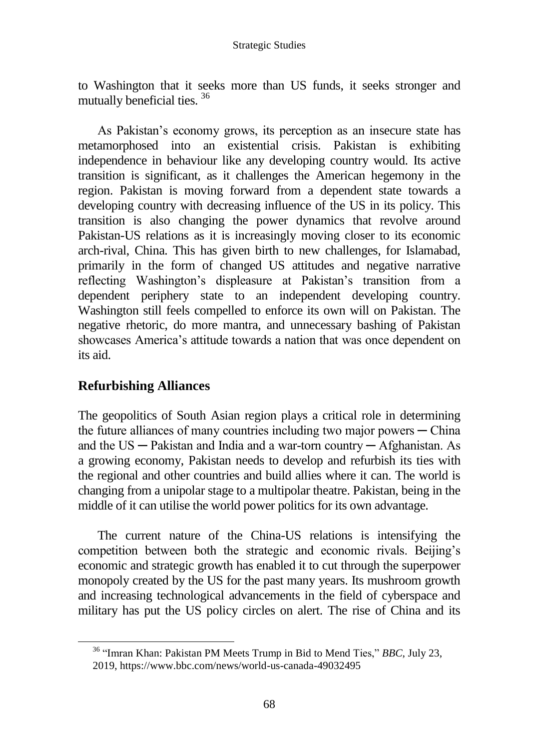to Washington that it seeks more than US funds, it seeks stronger and mutually beneficial ties. [36]

As Pakistan's economy grows, its perception as an insecure state has metamorphosed into an existential crisis. Pakistan is exhibiting independence in behaviour like any developing country would. Its active transition is significant, as it challenges the American hegemony in the region. Pakistan is moving forward from a dependent state towards a developing country with decreasing influence of the US in its policy. This transition is also changing the power dynamics that revolve around Pakistan-US relations as it is increasingly moving closer to its economic arch-rival, China. This has given birth to new challenges, for Islamabad, primarily in the form of changed US attitudes and negative narrative reflecting Washington's displeasure at Pakistan's transition from a dependent periphery state to an independent developing country. Washington still feels compelled to enforce its own will on Pakistan. The negative rhetoric, do more mantra, and unnecessary bashing of Pakistan showcases America's attitude towards a nation that was once dependent on its aid.

## Refurbishing Alliances

The geopolitics of South Asian region plays a critical role in determining the future alliances of many countries including two major powers ─ China and the US ─ Pakistan and India and a war-torn country ─ Afghanistan. As a growing economy, Pakistan needs to develop and refurbish its ties with the regional and other countries and build allies where it can. The world is changing from a unipolar stage to a multipolar theatre. Pakistan, being in the middle of it can utilise the world power politics for its own advantage.

The current nature of the China-US relations is intensifying the competition between both the strategic and economic rivals. Beijing's economic and strategic growth has enabled it to cut through the superpower monopoly created by the US for the past many years. Its mushroom growth and increasing technological advancements in the field of cyberspace and military has put the US policy circles on alert. The rise of China and its

[36] "Imran Khan: Pakistan PM Meets Trump in Bid to Mend Ties," *BBC*, July 23, 2019, https://www.bbc.com/news/world-us-canada-49032495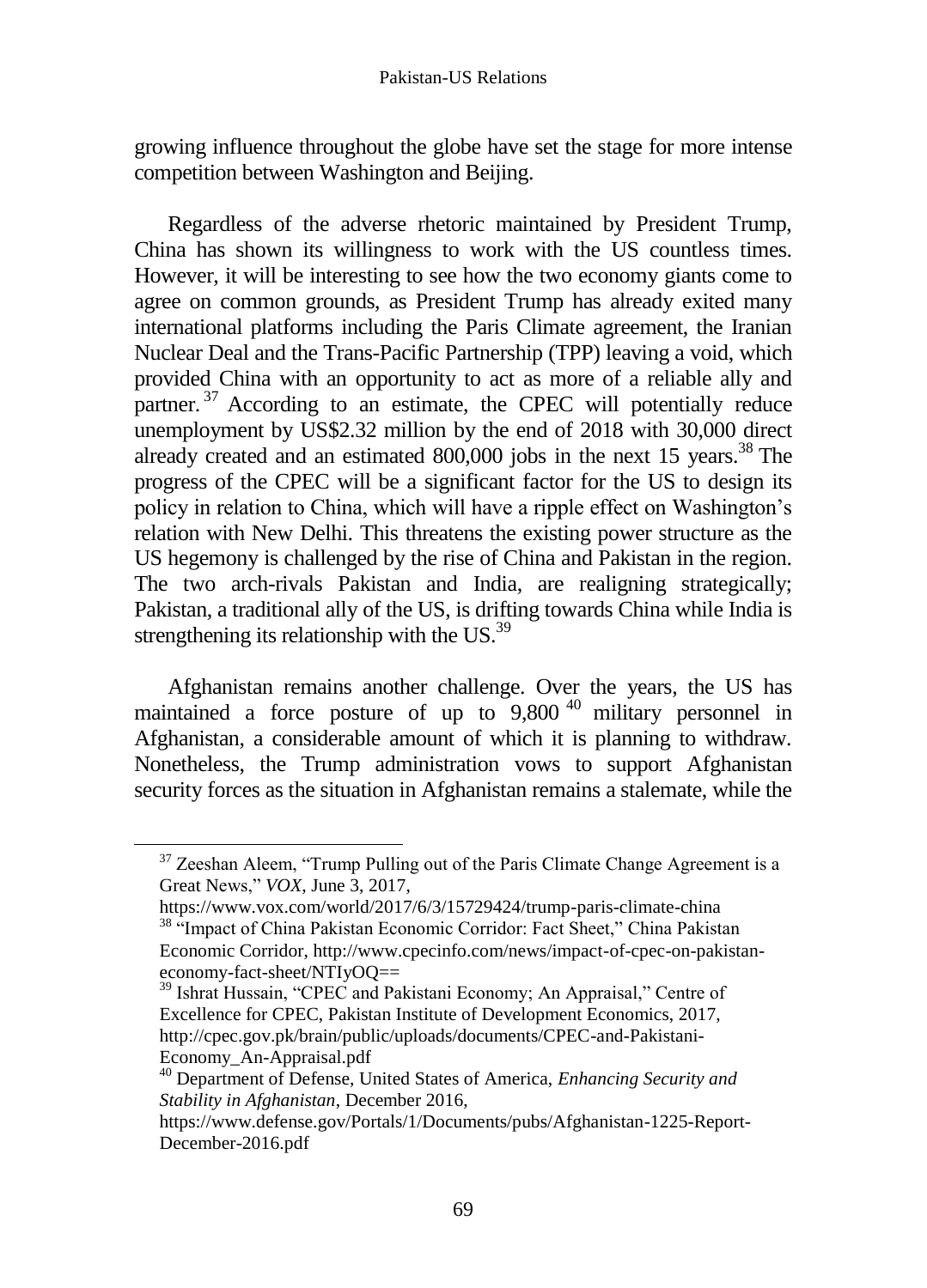growing influence throughout the globe have set the stage for more intense competition between Washington and Beijing.

Regardless of the adverse rhetoric maintained by President Trump, China has shown its willingness to work with the US countless times. However, it will be interesting to see how the two economy giants come to agree on common grounds, as President Trump has already exited many international platforms including the Paris Climate agreement, the Iranian Nuclear Deal and the Trans-Pacific Partnership (TPP) leaving a void, which provided China with an opportunity to act as more of a reliable ally and partner.[37] According to an estimate, the CPEC will potentially reduce unemployment by US$2.32 million by the end of 2018 with 30,000 direct already created and an estimated 800,000 jobs in the next 15 years.[38] The progress of the CPEC will be a significant factor for the US to design its policy in relation to China, which will have a ripple effect on Washington's relation with New Delhi. This threatens the existing power structure as the US hegemony is challenged by the rise of China and Pakistan in the region. The two arch-rivals Pakistan and India, are realigning strategically; Pakistan, a traditional ally of the US, is drifting towards China while India is strengthening its relationship with the US.[39]

Afghanistan remains another challenge. Over the years, the US has maintained a force posture of up to 9,800[40] military personnel in Afghanistan, a considerable amount of which it is planning to withdraw. Nonetheless, the Trump administration vows to support Afghanistan security forces as the situation in Afghanistan remains a stalemate, while the

---

[37] Zeeshan Aleem, "Trump Pulling out of the Paris Climate Change Agreement is a Great News," *VOX*, June 3, 2017, https://www.vox.com/world/2017/6/3/15729424/trump-paris-climate-china

[38] "Impact of China Pakistan Economic Corridor: Fact Sheet," China Pakistan Economic Corridor, http://www.cpecinfo.com/news/impact-of-cpec-on-pakistan-economy-fact-sheet/NTIyOQ==

[39] Ishrat Hussain, "CPEC and Pakistani Economy; An Appraisal," Centre of Excellence for CPEC, Pakistan Institute of Development Economics, 2017, http://cpec.gov.pk/brain/public/uploads/documents/CPEC-and-Pakistani-Economy_An-Appraisal.pdf

[40] Department of Defense, United States of America, *Enhancing Security and Stability in Afghanistan*, December 2016, https://www.defense.gov/Portals/1/Documents/pubs/Afghanistan-1225-Report-December-2016.pdf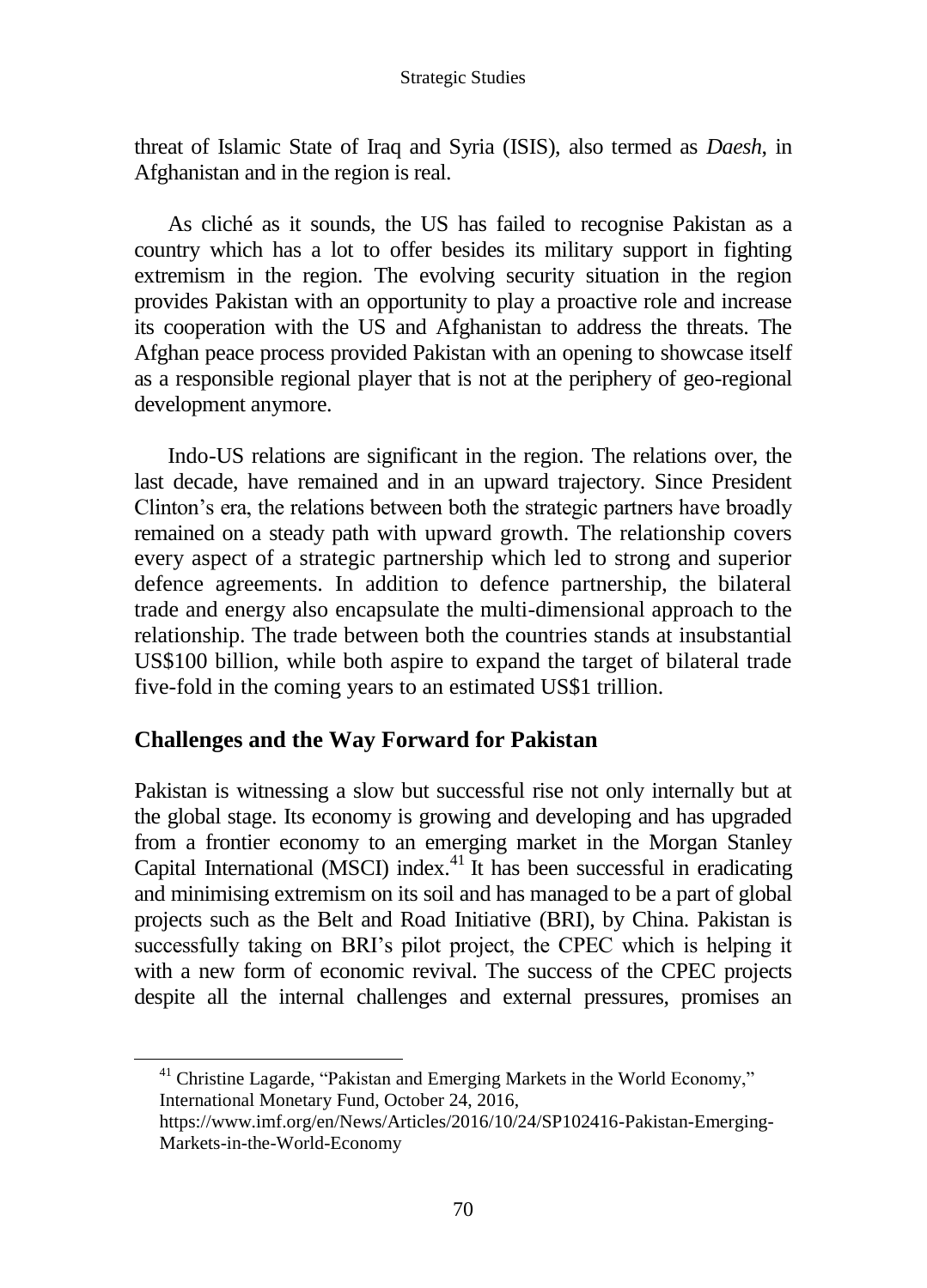threat of Islamic State of Iraq and Syria (ISIS), also termed as *Daesh*, in Afghanistan and in the region is real.

As cliché as it sounds, the US has failed to recognise Pakistan as a country which has a lot to offer besides its military support in fighting extremism in the region. The evolving security situation in the region provides Pakistan with an opportunity to play a proactive role and increase its cooperation with the US and Afghanistan to address the threats. The Afghan peace process provided Pakistan with an opening to showcase itself as a responsible regional player that is not at the periphery of geo-regional development anymore.

Indo-US relations are significant in the region. The relations over, the last decade, have remained and in an upward trajectory. Since President Clinton's era, the relations between both the strategic partners have broadly remained on a steady path with upward growth. The relationship covers every aspect of a strategic partnership which led to strong and superior defence agreements. In addition to defence partnership, the bilateral trade and energy also encapsulate the multi-dimensional approach to the relationship. The trade between both the countries stands at insubstantial US$100 billion, while both aspire to expand the target of bilateral trade five-fold in the coming years to an estimated US$1 trillion.

## Challenges and the Way Forward for Pakistan

Pakistan is witnessing a slow but successful rise not only internally but at the global stage. Its economy is growing and developing and has upgraded from a frontier economy to an emerging market in the Morgan Stanley Capital International (MSCI) index.[41] It has been successful in eradicating and minimising extremism on its soil and has managed to be a part of global projects such as the Belt and Road Initiative (BRI), by China. Pakistan is successfully taking on BRI's pilot project, the CPEC which is helping it with a new form of economic revival. The success of the CPEC projects despite all the internal challenges and external pressures, promises an

[41] Christine Lagarde, "Pakistan and Emerging Markets in the World Economy," International Monetary Fund, October 24, 2016, https://www.imf.org/en/News/Articles/2016/10/24/SP102416-Pakistan-Emerging-Markets-in-the-World-Economy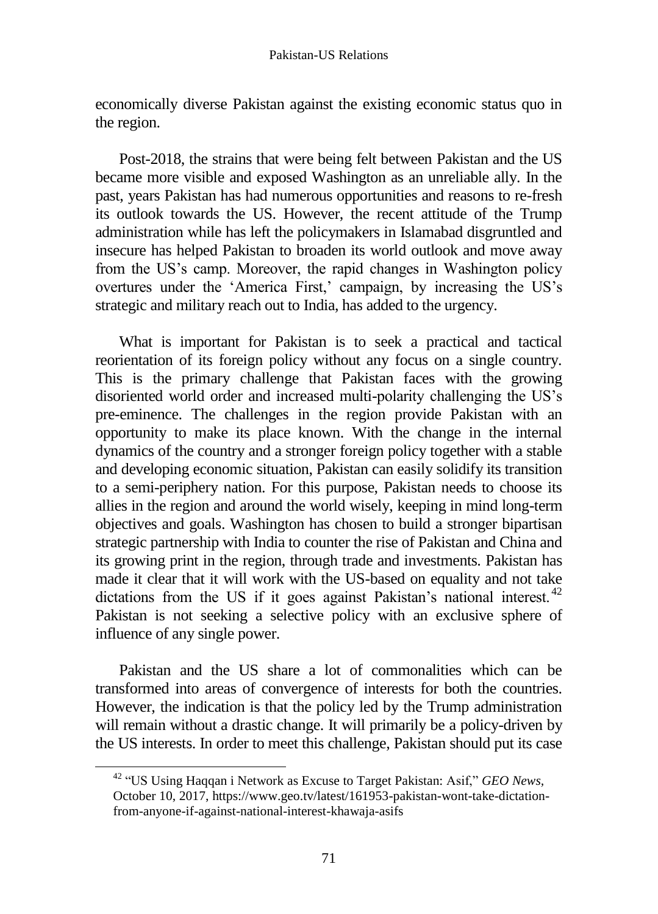economically diverse Pakistan against the existing economic status quo in the region.

Post-2018, the strains that were being felt between Pakistan and the US became more visible and exposed Washington as an unreliable ally. In the past, years Pakistan has had numerous opportunities and reasons to re-fresh its outlook towards the US. However, the recent attitude of the Trump administration while has left the policymakers in Islamabad disgruntled and insecure has helped Pakistan to broaden its world outlook and move away from the US's camp. Moreover, the rapid changes in Washington policy overtures under the 'America First,' campaign, by increasing the US's strategic and military reach out to India, has added to the urgency.

What is important for Pakistan is to seek a practical and tactical reorientation of its foreign policy without any focus on a single country. This is the primary challenge that Pakistan faces with the growing disoriented world order and increased multi-polarity challenging the US's pre-eminence. The challenges in the region provide Pakistan with an opportunity to make its place known. With the change in the internal dynamics of the country and a stronger foreign policy together with a stable and developing economic situation, Pakistan can easily solidify its transition to a semi-periphery nation. For this purpose, Pakistan needs to choose its allies in the region and around the world wisely, keeping in mind long-term objectives and goals. Washington has chosen to build a stronger bipartisan strategic partnership with India to counter the rise of Pakistan and China and its growing print in the region, through trade and investments. Pakistan has made it clear that it will work with the US-based on equality and not take dictations from the US if it goes against Pakistan's national interest.[42] Pakistan is not seeking a selective policy with an exclusive sphere of influence of any single power.

Pakistan and the US share a lot of commonalities which can be transformed into areas of convergence of interests for both the countries. However, the indication is that the policy led by the Trump administration will remain without a drastic change. It will primarily be a policy-driven by the US interests. In order to meet this challenge, Pakistan should put its case

[42] "US Using Haqqan i Network as Excuse to Target Pakistan: Asif," *GEO News*, October 10, 2017, https://www.geo.tv/latest/161953-pakistan-wont-take-dictation-from-anyone-if-against-national-interest-khawaja-asifs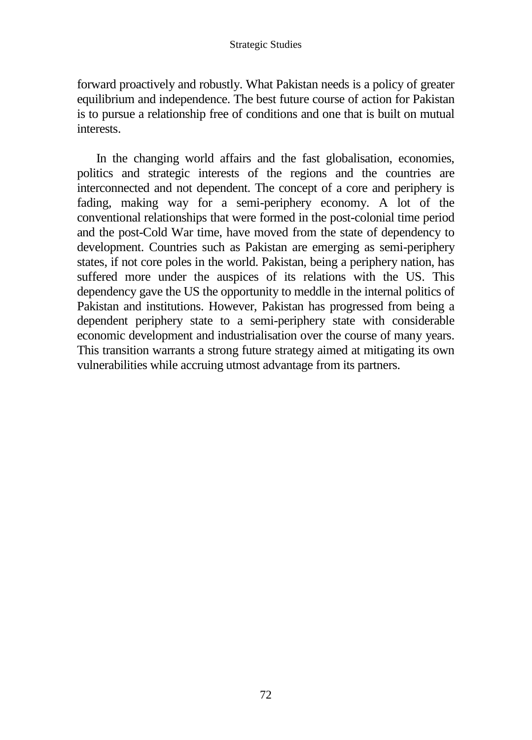forward proactively and robustly. What Pakistan needs is a policy of greater equilibrium and independence. The best future course of action for Pakistan is to pursue a relationship free of conditions and one that is built on mutual interests.

In the changing world affairs and the fast globalisation, economies, politics and strategic interests of the regions and the countries are interconnected and not dependent. The concept of a core and periphery is fading, making way for a semi-periphery economy. A lot of the conventional relationships that were formed in the post-colonial time period and the post-Cold War time, have moved from the state of dependency to development. Countries such as Pakistan are emerging as semi-periphery states, if not core poles in the world. Pakistan, being a periphery nation, has suffered more under the auspices of its relations with the US. This dependency gave the US the opportunity to meddle in the internal politics of Pakistan and institutions. However, Pakistan has progressed from being a dependent periphery state to a semi-periphery state with considerable economic development and industrialisation over the course of many years. This transition warrants a strong future strategy aimed at mitigating its own vulnerabilities while accruing utmost advantage from its partners.